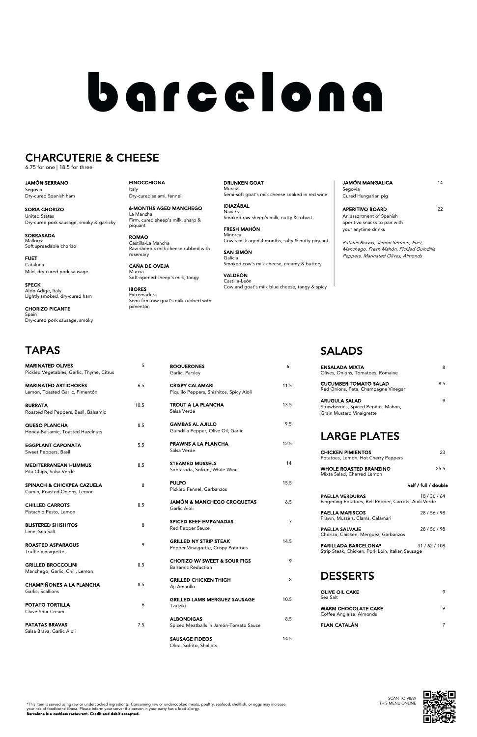# barcelona

## CHARCUTERIE & CHEESE

6.75 for one | 18.5 for three

**JAMÓN SERRANO**
Segovia
Dry-cured Spanish ham

**SORIA CHORIZO**
United States
Dry-cured pork sausage, smoky & garlicky

**SOBRASADA**
Mallorca
Soft spreadable chorizo

**FUET**
Cataluña
Mild, dry-cured pork sausage

**SPECK**
Aldo Adige, Italy
Lightly smoked, dry-cured ham

**CHORIZO PICANTE**
Spain
Dry-cured pork sausage, smoky

**FINOCCHIONA**
Italy
Dry-cured salami, fennel

**6-MONTHS AGED MANCHEGO**
La Mancha
Firm, cured sheep's milk, sharp & piquant

**ROMAO**
Castilla-La Mancha
Raw sheep's milk cheese rubbed with rosemary

**CAÑA DE OVEJA**
Murcia
Soft-ripened sheep's milk, tangy

**IBORES**
Extremadura
Semi-firm raw goat's milk rubbed with pimentón

**DRUNKEN GOAT**
Murcia
Semi-soft goat's milk cheese soaked in red wine

**IDIAZÁBAL**
Navarra
Smoked raw sheep's milk, nutty & robust

**FRESH MAHÓN**
Minorca
Cow's milk aged 4 months, salty & nutty piquant

**SAN SIMÓN**
Galicia
Smoked cow's milk cheese, creamy & buttery

**VALDEÓN**
Castilla-León
Cow and goat's milk blue cheese, tangy & spicy

**JAMÓN MANGALICA** 14
Segovia
Cured Hungarian pig

**APERITIVO BOARD** 22
An assortment of Spanish aperitivo snacks to pair with your anytime drinks

*Patatas Bravas, Jamón Serrano, Fuet, Manchego, Fresh Mahón, Pickled Guindilla Peppers, Marinated Olives, Almonds*

## TAPAS

| Item | Price |
|---|---|
| **MARINATED OLIVES** — Pickled Vegetables, Garlic, Thyme, Citrus | 5 |
| **MARINATED ARTICHOKES** — Lemon, Toasted Garlic, Pimentón | 6.5 |
| **BURRATA** — Roasted Red Peppers, Basil, Balsamic | 10.5 |
| **QUESO PLANCHA** — Honey-Balsamic, Toasted Hazelnuts | 8.5 |
| **EGGPLANT CAPONATA** — Sweet Peppers, Basil | 5.5 |
| **MEDITERRANEAN HUMMUS** — Pita Chips, Salsa Verde | 8.5 |
| **SPINACH & CHICKPEA CAZUELA** — Cumin, Roasted Onions, Lemon | 8 |
| **CHILLED CARROTS** — Pistachio Pesto, Lemon | 8.5 |
| **BLISTERED SHISHITOS** — Lime, Sea Salt | 8 |
| **ROASTED ASPARAGUS** — Truffle Vinaigrette | 9 |
| **GRILLED BROCCOLINI** — Manchego, Garlic, Chili, Lemon | 8.5 |
| **CHAMPIÑONES A LA PLANCHA** — Garlic, Scallions | 8.5 |
| **POTATO TORTILLA** — Chive Sour Cream | 6 |
| **PATATAS BRAVAS** — Salsa Brava, Garlic Aioli | 7.5 |
| **BOQUERONES** — Garlic, Parsley | 6 |
| **CRISPY CALAMARI** — Piquillo Peppers, Shishitos, Spicy Aioli | 11.5 |
| **TROUT A LA PLANCHA** — Salsa Verde | 13.5 |
| **GAMBAS AL AJILLO** — Guindilla Pepper, Olive Oil, Garlic | 9.5 |
| **PRAWNS A LA PLANCHA** — Salsa Verde | 12.5 |
| **STEAMED MUSSELS** — Sobrasada, Sofrito, White Wine | 14 |
| **PULPO** — Pickled Fennel, Garbanzos | 15.5 |
| **JAMÓN & MANCHEGO CROQUETAS** — Garlic Aioli | 6.5 |
| **SPICED BEEF EMPANADAS** — Red Pepper Sauce | 7 |
| **GRILLED NY STRIP STEAK** — Pepper Vinaigrette, Crispy Potatoes | 14.5 |
| **CHORIZO W/ SWEET & SOUR FIGS** — Balsamic Reduction | 9 |
| **GRILLED CHICKEN THIGH** — Aji Amarillo | 8 |
| **GRILLED LAMB MERGUEZ SAUSAGE** — Tzatziki | 10.5 |
| **ALBONDIGAS** — Spiced Meatballs in Jamón-Tomato Sauce | 8.5 |
| **SAUSAGE FIDEOS** — Okra, Sofrito, Shallots | 14.5 |

## SALADS

| Item | Price |
|---|---|
| **ENSALADA MIXTA** — Olives, Onions, Tomatoes, Romaine | 8 |
| **CUCUMBER TOMATO SALAD** — Red Onions, Feta, Champagne Vinegar | 8.5 |
| **ARUGULA SALAD** — Strawberries, Spiced Pepitas, Mahon, Grain Mustard Vinaigrette | 9 |

## LARGE PLATES

| Item | Price |
|---|---|
| **CHICKEN PIMIENTOS** — Potatoes, Lemon, Hot Cherry Peppers | 23 |
| **WHOLE ROASTED BRANZINO** — Mixta Salad, Charred Lemon | 25.5 |

| Item | half / full / double |
|---|---|
| **PAELLA VERDURAS** — Fingerling Potatoes, Bell Pepper, Carrots, Aioli Verde | 18 / 36 / 64 |
| **PAELLA MARISCOS** — Prawn, Mussels, Clams, Calamari | 28 / 56 / 98 |
| **PAELLA SALVAJE** — Chorizo, Chicken, Merguez, Garbanzos | 28 / 56 / 98 |
| **PARILLADA BARCELONA*** — Strip Steak, Chicken, Pork Loin, Italian Sausage | 31 / 62 / 108 |

## DESSERTS

| Item | Price |
|---|---|
| **OLIVE OIL CAKE** — Sea Salt | 9 |
| **WARM CHOCOLATE CAKE** — Coffee Anglaise, Almonds | 9 |
| **FLAN CATALÁN** | 7 |

*This item is served using raw or undercooked ingredients. Consuming raw or undercooked meats, poultry, seafood, shellfish, or eggs may increase your risk of foodborne illness. Please inform your server if a person in your party has a food allergy.

**Barcelona is a cashless restaurant. Credit and debit accepted.**

SCAN TO VIEW THIS MENU ONLINE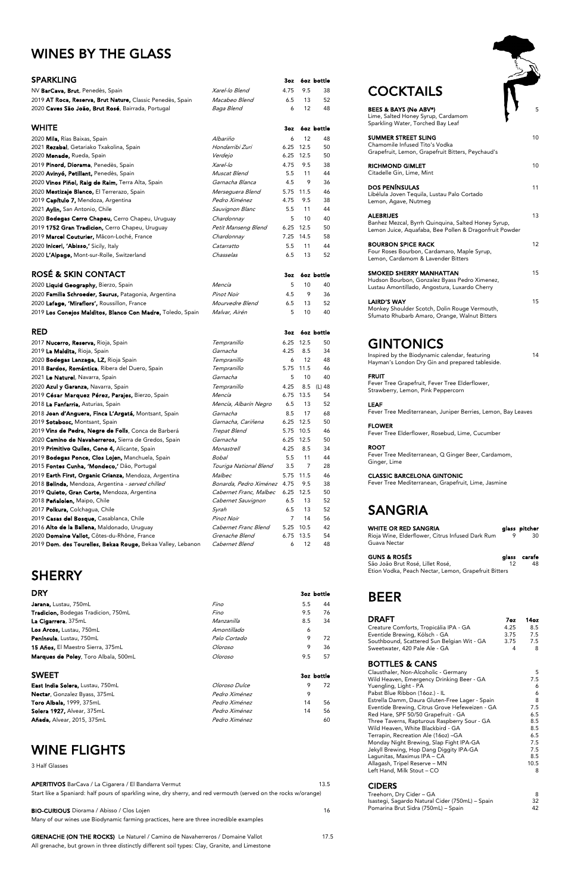# WINES BY THE GLASS

## SPARKLING

| SPARKLING | | 3oz | 6oz | bottle |
|---|---|---|---|---|
| NV **BarCava, Brut**, Penedès, Spain | *Xarel-lo Blend* | 4.75 | 9.5 | 38 |
| 2019 **AT Roca, Reserva, Brut Nature,** Classic Penedès, Spain | *Macabeo Blend* | 6.5 | 13 | 52 |
| 2020 **Caves São João, Brut Rosé**, Bairrada, Portugal | *Baga Blend* | 6 | 12 | 48 |

## WHITE

| WHITE | | 3oz | 6oz | bottle |
|---|---|---|---|---|
| 2020 **Mila,** Rías Baixas, Spain | *Albariño* | 6 | 12 | 48 |
| 2021 **Rezabal**, Getariako Txakolina, Spain | *Hondarribi Zuri* | 6.25 | 12.5 | 50 |
| 2020 **Menade,** Rueda, Spain | *Verdejo* | 6.25 | 12.5 | 50 |
| 2019 **Pinord, Diorama**, Penedès, Spain | *Xarel-lo* | 4.75 | 9.5 | 38 |
| 2020 **Avinyó, Petillant,** Penedès, Spain | *Muscat Blend* | 5.5 | 11 | 44 |
| 2020 **Vinos Piñol, Raig de Raim,** Terra Alta, Spain | *Garnacha Blanca* | 4.5 | 9 | 36 |
| 2020 **Mestizaje Blanco,** El Terrerazo, Spain | *Merseguera Blend* | 5.75 | 11.5 | 46 |
| 2019 **Capítulo 7,** Mendoza, Argentina | *Pedro Ximénez* | 4.75 | 9.5 | 38 |
| 2021 **Aylin,** San Antonio, Chile | *Sauvignon Blanc* | 5.5 | 11 | 44 |
| 2020 **Bodegas Cerro Chapeu,** Cerro Chapeu, Uruguay | *Chardonnay* | 5 | 10 | 40 |
| 2019 **1752 Gran Tradicion,** Cerro Chapeu, Uruguay | *Petit Manseng Blend* | 6.25 | 12.5 | 50 |
| 2019 **Marcel Couturier,** Mâcon-Loché, France | *Chardonnay* | 7.25 | 14.5 | 58 |
| 2020 **Inceri, 'Abisso,'** Sicily, Italy | *Catarratto* | 5.5 | 11 | 44 |
| 2020 **L'Alpage,** Mont-sur-Rolle, Switzerland | *Chasselas* | 6.5 | 13 | 52 |

## ROSÉ & SKIN CONTACT

| ROSÉ & SKIN CONTACT | | 3oz | 6oz | bottle |
|---|---|---|---|---|
| 2020 **Liquid Geography,** Bierzo, Spain | *Mencía* | 5 | 10 | 40 |
| 2020 **Familia Schroeder, Saurus,** Patagonia, Argentina | *Pinot Noir* | 4.5 | 9 | 36 |
| 2020 **Lafage, 'Miraflors',** Roussillon, France | *Mourvedre Blend* | 6.5 | 13 | 52 |
| 2019 **Los Conejos Malditos, Blanco Con Madre,** Toledo, Spain | *Malvar, Airén* | 5 | 10 | 40 |

## RED

| RED | | 3oz | 6oz | bottle |
|---|---|---|---|---|
| 2017 **Nucerro, Reserva,** Rioja, Spain | *Tempranillo* | 6.25 | 12.5 | 50 |
| 2019 **La Maldita,** Rioja, Spain | *Garnacha* | 4.25 | 8.5 | 34 |
| 2020 **Bodegas Lanzaga, LZ,** Rioja Spain | *Tempranillo* | 6 | 12 | 48 |
| 2018 **Bardos, Romántica,** Ribera del Duero, Spain | *Tempranillo* | 5.75 | 11.5 | 46 |
| 2021 **Le Naturel**, Navarra, Spain | *Garnacha* | 5 | 10 | 40 |
| 2020 **Azul y Garanza,** Navarra, Spain | *Tempranillo* | 4.25 | 8.5 | (L) 48 |
| 2019 **César Marquez Pérez, Parajes,** Bierzo, Spain | *Mencía* | 6.75 | 13.5 | 54 |
| 2018 **La Fanfarria,** Asturias, Spain | *Mencía, Albarín Negro* | 6.5 | 13 | 52 |
| 2018 **Joan d'Anguera, Finca L'Argatá,** Montsant, Spain | *Garnacha* | 8.5 | 17 | 68 |
| 2019 **Sotabosc,** Montsant, Spain | *Garnacha, Cariñena* | 6.25 | 12.5 | 50 |
| 2019 **Vins de Pedra, Negre de Folls**, Conca de Barberá | *Trepat Blend* | 5.75 | 10.5 | 46 |
| 2020 **Camino de Navaherreros,** Sierra de Gredos, Spain | *Garnacha* | 6.25 | 12.5 | 50 |
| 2019 **Primitivo Quiles, Cono 4,** Alicante, Spain | *Monastrell* | 4.25 | 8.5 | 34 |
| 2019 **Bodegas Ponce, Clos Lojen,** Manchuela, Spain | *Bobal* | 5.5 | 11 | 44 |
| 2015 **Fontes Cunha, 'Mondeco,'** Dão, Portugal | *Touriga National Blend* | 3.5 | 7 | 28 |
| 2019 **Earth First, Organic Crianza,** Mendoza, Argentina | *Malbec* | 5.75 | 11.5 | 46 |
| 2018 **Belinda,** Mendoza, Argentina - *served chilled* | *Bonarda, Pedro Ximénez* | 4.75 | 9.5 | 38 |
| 2019 **Quieto, Gran Corte,** Mendoza, Argentina | *Cabernet Franc, Malbec* | 6.25 | 12.5 | 50 |
| 2018 **Peñalolen,** Maipo, Chile | *Cabernet Sauvignon* | 6.5 | 13 | 52 |
| 2017 **Polkura,** Colchagua, Chile | *Syrah* | 6.5 | 13 | 52 |
| 2019 **Casas del Bosque,** Casablanca, Chile | *Pinot Noir* | 7 | 14 | 56 |
| 2016 **Alto de la Ballena,** Maldonado, Uruguay | *Cabernet Franc Blend* | 5.25 | 10.5 | 42 |
| 2020 **Domaine Vallot,** Côtes-du-Rhône, France | *Grenache Blend* | 6.75 | 13.5 | 54 |
| 2019 **Dom. des Tourelles, Bekaa Rouge,** Bekaa Valley, Lebanon | *Cabernet Blend* | 6 | 12 | 48 |

# SHERRY

## DRY

| DRY | | 3oz | bottle |
|---|---|---|---|
| **Jarana,** Lustau, 750mL | *Fino* | 5.5 | 44 |
| **Tradicion,** Bodegas Tradicion, 750mL | *Fino* | 9.5 | 76 |
| **La Cigarrera**, 375mL | *Manzanilla* | 8.5 | 34 |
| **Los Arcos,** Lustau, 750mL | *Amontillado* | 6 | |
| **Península,** Lustau, 750mL | *Palo Cortado* | 9 | 72 |
| **15 Años,** El Maestro Sierra, 375mL | *Oloroso* | 9 | 36 |
| **Marques de Poley,** Toro Albala, 500mL | *Oloroso* | 9.5 | 57 |

## SWEET

| SWEET | | 3oz | bottle |
|---|---|---|---|
| **East India Solera,** Lustau, 750mL | *Oloroso Dulce* | 9 | 72 |
| **Nectar**, Gonzalez Byass, 375mL | *Pedro Ximénez* | 9 | |
| **Toro Albala,** 1999, 375mL | *Pedro Ximénez* | 14 | 56 |
| **Solera 1927,** Alvear, 375mL | *Pedro Ximénez* | 14 | 56 |
| **Añada,** Alvear, 2015, 375mL | *Pedro Ximénez* | | 60 |

# WINE FLIGHTS

3 Half Glasses

**APERITIVOS** BarCava / La Cigarera / El Bandarra Vermut — 13.5
Start like a Spaniard: half pours of sparkling wine, dry sherry, and red vermouth (served on the rocks w/orange)

**BIO-CURIOUS** Diorama / Abisso / Clos Lojen — 16
Many of our wines use Biodynamic farming practices, here are three incredible examples

**GRENACHE (ON THE ROCKS)** Le Naturel / Camino de Navaherreros / Domaine Vallot — 17.5
All grenache, but grown in three distinctly different soil types: Clay, Granite, and Limestone

# COCKTAILS

**BEES & BAYS (No ABV\*)** — 5
Lime, Salted Honey Syrup, Cardamom
Sparkling Water, Torched Bay Leaf

**SUMMER STREET SLING** — 10
Chamomile Infused Tito's Vodka
Grapefruit, Lemon, Grapefruit Bitters, Peychaud's

**RICHMOND GIMLET** — 10
Citadelle Gin, Lime, Mint

**DOS PENÍNSULAS** — 11
Libélula Joven Tequila, Lustau Palo Cortado
Lemon, Agave, Nutmeg

**ALEBRIJES** — 13
Banhez Mezcal, Byrrh Quinquina, Salted Honey Syrup,
Lemon Juice, Aquafaba, Bee Pollen & Dragonfruit Powder

**BOURBON SPICE RACK** — 12
Four Roses Bourbon, Cardamaro, Maple Syrup,
Lemon, Cardamom & Lavender Bitters

**SMOKED SHERRY MANHATTAN** — 15
Hudson Bourbon, Gonzalez Byass Pedro Ximenez,
Lustau Amontillado, Angostura, Luxardo Cherry

**LAIRD'S WAY** — 15
Monkey Shoulder Scotch, Dolin Rouge Vermouth,
Sfumato Rhubarb Amaro, Orange, Walnut Bitters

# GINTONICS

Inspired by the Biodynamic calendar, featuring Hayman's London Dry Gin and prepared tableside. — 14

**FRUIT**
Fever Tree Grapefruit, Fever Tree Elderflower,
Strawberry, Lemon, Pink Peppercorn

**LEAF**
Fever Tree Mediterranean, Juniper Berries, Lemon, Bay Leaves

**FLOWER**
Fever Tree Elderflower, Rosebud, Lime, Cucumber

**ROOT**
Fever Tree Mediterranean, Q Ginger Beer, Cardamom,
Ginger, Lime

**CLASSIC BARCELONA GINTONIC**
Fever Tree Mediterranean, Grapefruit, Lime, Jasmine

# SANGRIA

| | glass | pitcher |
|---|---|---|
| **WHITE OR RED SANGRIA** Rioja Wine, Elderflower, Citrus Infused Dark Rum Guava Nectar | 9 | 30 |

| | glass | carafe |
|---|---|---|
| **GUNS & ROSÉS** São João Brut Rosé, Lillet Rosé, Etion Vodka, Peach Nectar, Lemon, Grapefruit Bitters | 12 | 48 |

# BEER

## DRAFT

| DRAFT | 7oz | 14oz |
|---|---|---|
| Creature Comforts, Tropicália IPA - GA | 4.25 | 8.5 |
| Eventide Brewing, Kölsch - GA | 3.75 | 7.5 |
| Southbound, Scattered Sun Belgian Wit - GA | 3.75 | 7.5 |
| Sweetwater, 420 Pale Ale - GA | 4 | 8 |

## BOTTLES & CANS

| | |
|---|---|
| Clausthaler, Non-Alcoholic - Germany | 5 |
| Wild Heaven, Emergency Drinking Beer - GA | 7.5 |
| Yuengling, Light - PA | 6 |
| Pabst Blue Ribbon (16oz.) - IL | 6 |
| Estrella Damm, Daura Gluten-Free Lager - Spain | 8 |
| Eventide Brewing, Citrus Grove Hefeweizen - GA | 7.5 |
| Red Hare, SPF 50/50 Grapefruit - GA | 6.5 |
| Three Taverns, Rapturous Raspberry Sour - GA | 8.5 |
| Wild Heaven, White Blackbird - GA | 8.5 |
| Terrapin, Recreation Ale (16oz) –GA | 6.5 |
| Monday Night Brewing, Slap Fight IPA-GA | 7.5 |
| Jekyll Brewing, Hop Dang Diggity IPA-GA | 7.5 |
| Lagunitas, Maximus IPA – CA | 8.5 |
| Allagash, Tripel Reserve – MN | 10.5 |
| Left Hand, Milk Stout – CO | 8 |

## CIDERS

| | |
|---|---|
| Treehorn, Dry Cider – GA | 8 |
| Isastegi, Sagardo Natural Cider (750mL) – Spain | 32 |
| Pomarina Brut Sidra (750mL) – Spain | 42 |